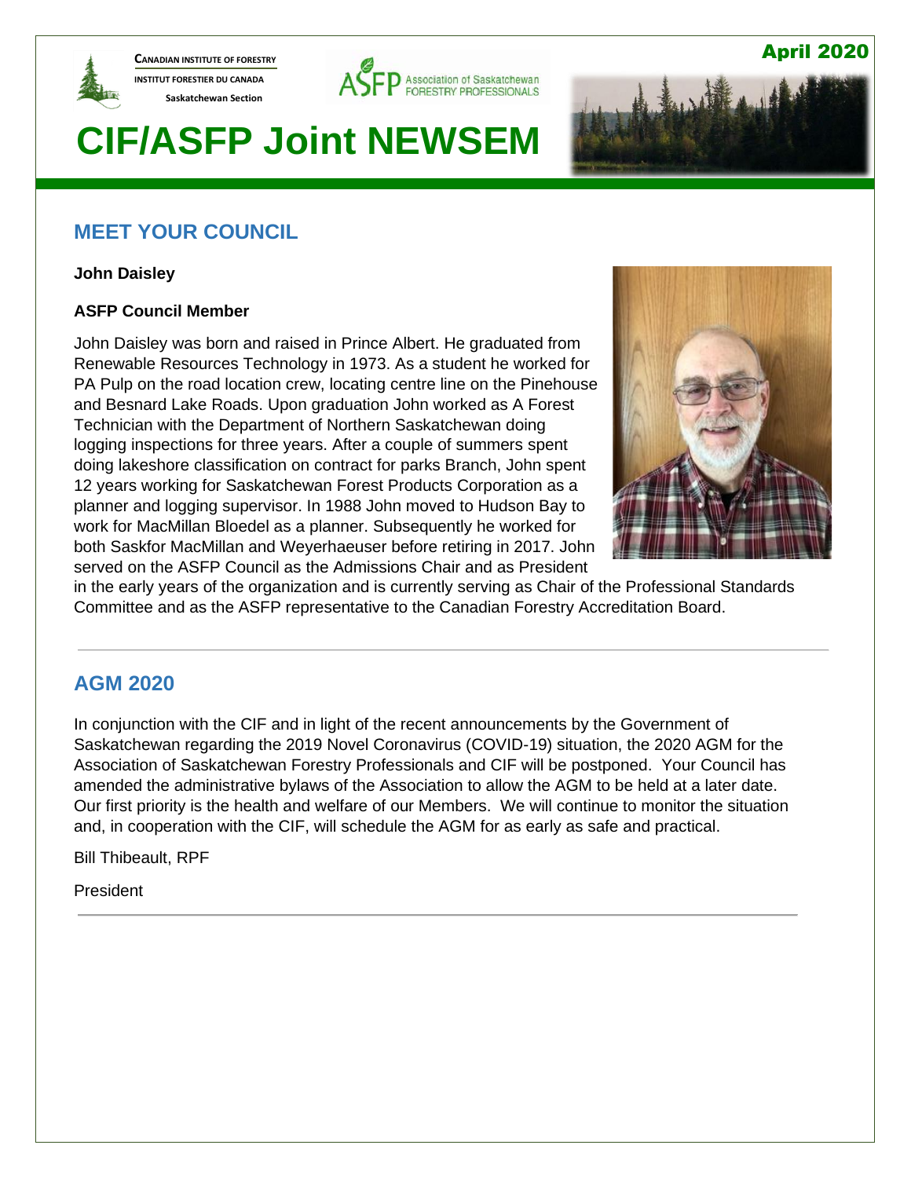**CANADIAN INSTITUTE OF FORESTRY**
**INSTITUT FORESTIER DU CANADA**
**Saskatchewan Section**

ASFP Association of Saskatchewan FORESTRY PROFESSIONALS

**April 2020**

# CIF/ASFP Joint NEWSEM

## MEET YOUR COUNCIL

**John Daisley**

**ASFP Council Member**

John Daisley was born and raised in Prince Albert. He graduated from Renewable Resources Technology in 1973. As a student he worked for PA Pulp on the road location crew, locating centre line on the Pinehouse and Besnard Lake Roads. Upon graduation John worked as A Forest Technician with the Department of Northern Saskatchewan doing logging inspections for three years. After a couple of summers spent doing lakeshore classification on contract for parks Branch, John spent 12 years working for Saskatchewan Forest Products Corporation as a planner and logging supervisor. In 1988 John moved to Hudson Bay to work for MacMillan Bloedel as a planner. Subsequently he worked for both Saskfor MacMillan and Weyerhaeuser before retiring in 2017. John served on the ASFP Council as the Admissions Chair and as President in the early years of the organization and is currently serving as Chair of the Professional Standards Committee and as the ASFP representative to the Canadian Forestry Accreditation Board.

---

## AGM 2020

In conjunction with the CIF and in light of the recent announcements by the Government of Saskatchewan regarding the 2019 Novel Coronavirus (COVID-19) situation, the 2020 AGM for the Association of Saskatchewan Forestry Professionals and CIF will be postponed. Your Council has amended the administrative bylaws of the Association to allow the AGM to be held at a later date. Our first priority is the health and welfare of our Members. We will continue to monitor the situation and, in cooperation with the CIF, will schedule the AGM for as early as safe and practical.

Bill Thibeault, RPF

President

---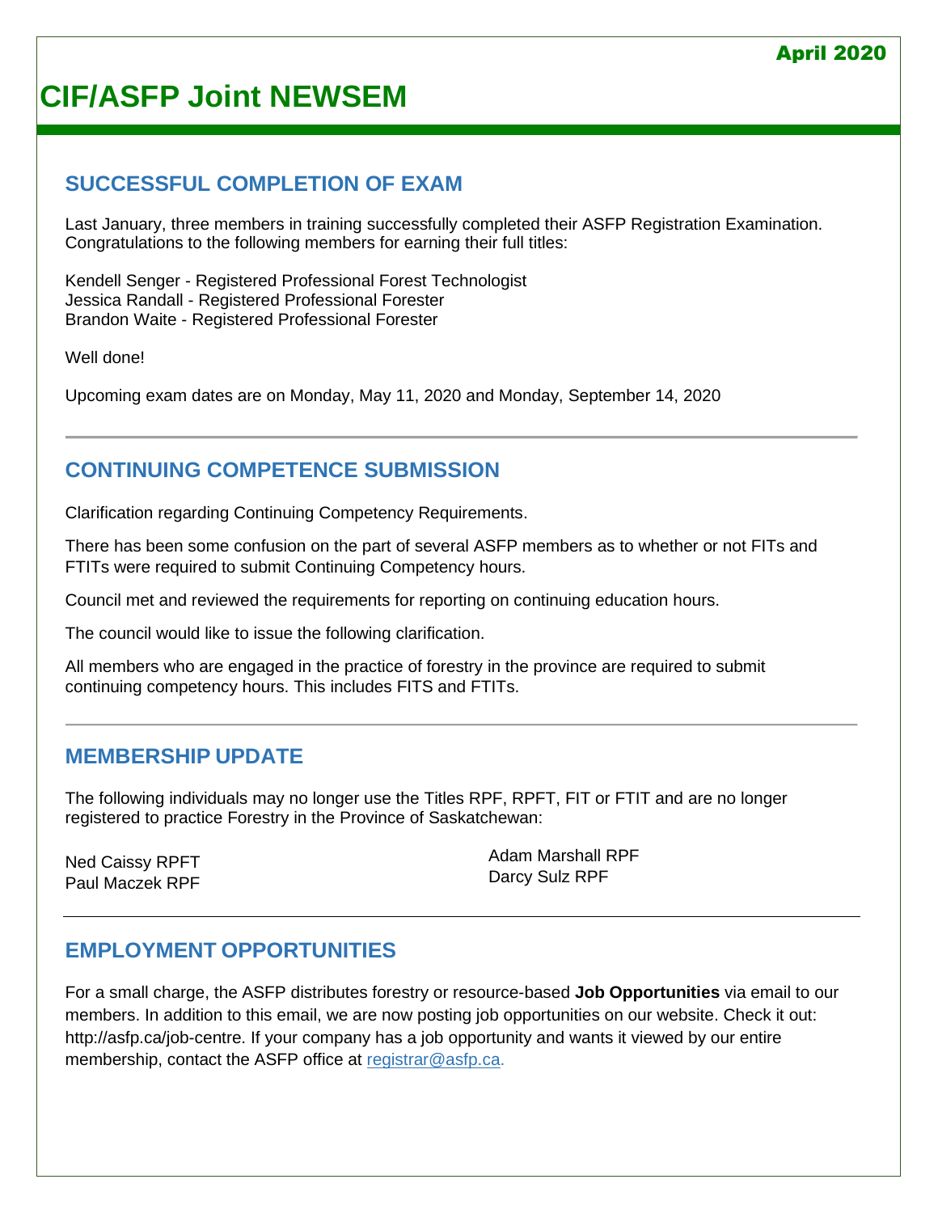April 2020

# CIF/ASFP Joint NEWSEM

## SUCCESSFUL COMPLETION OF EXAM

Last January, three members in training successfully completed their ASFP Registration Examination. Congratulations to the following members for earning their full titles:

Kendell Senger - Registered Professional Forest Technologist
Jessica Randall - Registered Professional Forester
Brandon Waite - Registered Professional Forester

Well done!

Upcoming exam dates are on Monday, May 11, 2020 and Monday, September 14, 2020

## CONTINUING COMPETENCE SUBMISSION

Clarification regarding Continuing Competency Requirements.

There has been some confusion on the part of several ASFP members as to whether or not FITs and FTITs were required to submit Continuing Competency hours.

Council met and reviewed the requirements for reporting on continuing education hours.

The council would like to issue the following clarification.

All members who are engaged in the practice of forestry in the province are required to submit continuing competency hours. This includes FITS and FTITs.

## MEMBERSHIP UPDATE

The following individuals may no longer use the Titles RPF, RPFT, FIT or FTIT and are no longer registered to practice Forestry in the Province of Saskatchewan:

Ned Caissy RPFT
Paul Maczek RPF
Adam Marshall RPF
Darcy Sulz RPF

## EMPLOYMENT OPPORTUNITIES

For a small charge, the ASFP distributes forestry or resource-based **Job Opportunities** via email to our members. In addition to this email, we are now posting job opportunities on our website. Check it out: http://asfp.ca/job-centre. If your company has a job opportunity and wants it viewed by our entire membership, contact the ASFP office at registrar@asfp.ca.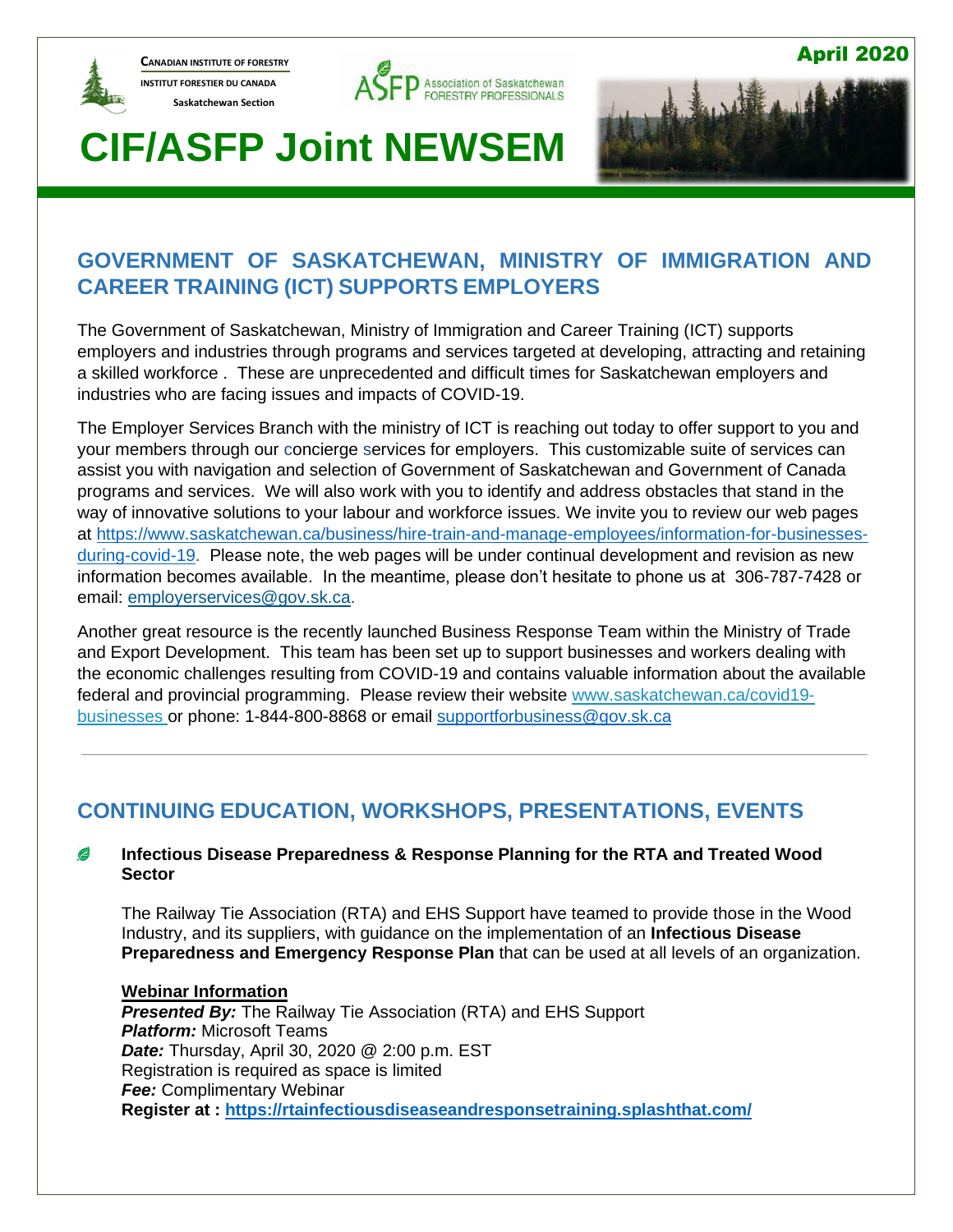# GOVERNMENT OF SASKATCHEWAN, MINISTRY OF IMMIGRATION AND CAREER TRAINING (ICT) SUPPORTS EMPLOYERS

The Government of Saskatchewan, Ministry of Immigration and Career Training (ICT) supports employers and industries through programs and services targeted at developing, attracting and retaining a skilled workforce . These are unprecedented and difficult times for Saskatchewan employers and industries who are facing issues and impacts of COVID-19.

The Employer Services Branch with the ministry of ICT is reaching out today to offer support to you and your members through our concierge services for employers. This customizable suite of services can assist you with navigation and selection of Government of Saskatchewan and Government of Canada programs and services. We will also work with you to identify and address obstacles that stand in the way of innovative solutions to your labour and workforce issues. We invite you to review our web pages at https://www.saskatchewan.ca/business/hire-train-and-manage-employees/information-for-businesses-during-covid-19. Please note, the web pages will be under continual development and revision as new information becomes available. In the meantime, please don't hesitate to phone us at 306-787-7428 or email: employerservices@gov.sk.ca.

Another great resource is the recently launched Business Response Team within the Ministry of Trade and Export Development. This team has been set up to support businesses and workers dealing with the economic challenges resulting from COVID-19 and contains valuable information about the available federal and provincial programming. Please review their website www.saskatchewan.ca/covid19-businesses or phone: 1-844-800-8868 or email supportforbusiness@gov.sk.ca

---

# CONTINUING EDUCATION, WORKSHOPS, PRESENTATIONS, EVENTS

- **Infectious Disease Preparedness & Response Planning for the RTA and Treated Wood Sector**

  The Railway Tie Association (RTA) and EHS Support have teamed to provide those in the Wood Industry, and its suppliers, with guidance on the implementation of an **Infectious Disease Preparedness and Emergency Response Plan** that can be used at all levels of an organization.

  **Webinar Information**
  ***Presented By:*** The Railway Tie Association (RTA) and EHS Support
  ***Platform:*** Microsoft Teams
  ***Date:*** Thursday, April 30, 2020 @ 2:00 p.m. EST
  Registration is required as space is limited
  ***Fee:*** Complimentary Webinar
  **Register at : https://rtainfectiousdiseaseandresponsetraining.splashthat.com/**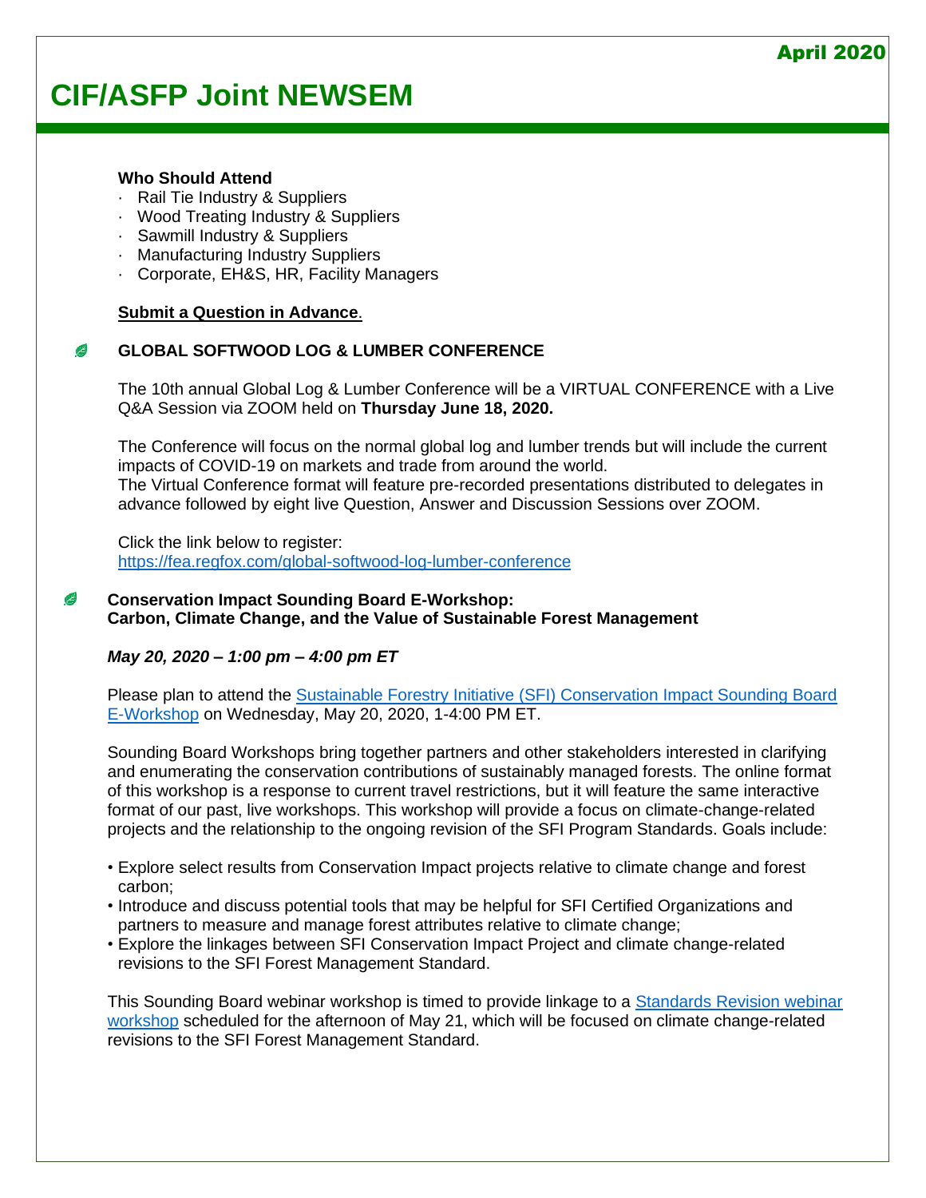**Who Should Attend**

- Rail Tie Industry & Suppliers
- Wood Treating Industry & Suppliers
- Sawmill Industry & Suppliers
- Manufacturing Industry Suppliers
- Corporate, EH&S, HR, Facility Managers

**Submit a Question in Advance**.

## GLOBAL SOFTWOOD LOG & LUMBER CONFERENCE

The 10th annual Global Log & Lumber Conference will be a VIRTUAL CONFERENCE with a Live Q&A Session via ZOOM held on **Thursday June 18, 2020.**

The Conference will focus on the normal global log and lumber trends but will include the current impacts of COVID-19 on markets and trade from around the world.
The Virtual Conference format will feature pre-recorded presentations distributed to delegates in advance followed by eight live Question, Answer and Discussion Sessions over ZOOM.

Click the link below to register:
https://fea.regfox.com/global-softwood-log-lumber-conference

## Conservation Impact Sounding Board E-Workshop: Carbon, Climate Change, and the Value of Sustainable Forest Management

***May 20, 2020 – 1:00 pm – 4:00 pm ET***

Please plan to attend the Sustainable Forestry Initiative (SFI) Conservation Impact Sounding Board E-Workshop on Wednesday, May 20, 2020, 1-4:00 PM ET.

Sounding Board Workshops bring together partners and other stakeholders interested in clarifying and enumerating the conservation contributions of sustainably managed forests. The online format of this workshop is a response to current travel restrictions, but it will feature the same interactive format of our past, live workshops. This workshop will provide a focus on climate-change-related projects and the relationship to the ongoing revision of the SFI Program Standards. Goals include:

- Explore select results from Conservation Impact projects relative to climate change and forest carbon;
- Introduce and discuss potential tools that may be helpful for SFI Certified Organizations and partners to measure and manage forest attributes relative to climate change;
- Explore the linkages between SFI Conservation Impact Project and climate change-related revisions to the SFI Forest Management Standard.

This Sounding Board webinar workshop is timed to provide linkage to a Standards Revision webinar workshop scheduled for the afternoon of May 21, which will be focused on climate change-related revisions to the SFI Forest Management Standard.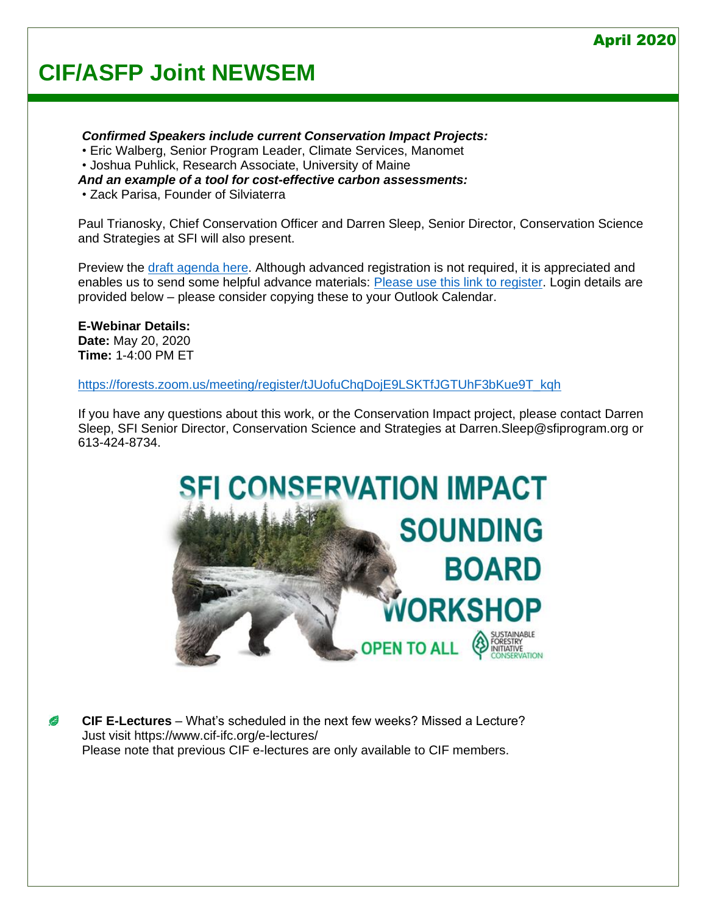*Confirmed Speakers include current Conservation Impact Projects:*

- Eric Walberg, Senior Program Leader, Climate Services, Manomet
- Joshua Puhlick, Research Associate, University of Maine

***And an example of a tool for cost-effective carbon assessments:***

- Zack Parisa, Founder of Silviaterra

Paul Trianosky, Chief Conservation Officer and Darren Sleep, Senior Director, Conservation Science and Strategies at SFI will also present.

Preview the draft agenda here. Although advanced registration is not required, it is appreciated and enables us to send some helpful advance materials: Please use this link to register. Login details are provided below – please consider copying these to your Outlook Calendar.

**E-Webinar Details:**
**Date:** May 20, 2020
**Time:** 1-4:00 PM ET

https://forests.zoom.us/meeting/register/tJUofuChqDojE9LSKTfJGTUhF3bKue9T_kqh

If you have any questions about this work, or the Conservation Impact project, please contact Darren Sleep, SFI Senior Director, Conservation Science and Strategies at Darren.Sleep@sfiprogram.org or 613-424-8734.

SFI CONSERVATION IMPACT SOUNDING BOARD WORKSHOP

OPEN TO ALL

- **CIF E-Lectures** – What's scheduled in the next few weeks? Missed a Lecture? Just visit https://www.cif-ifc.org/e-lectures/
  Please note that previous CIF e-lectures are only available to CIF members.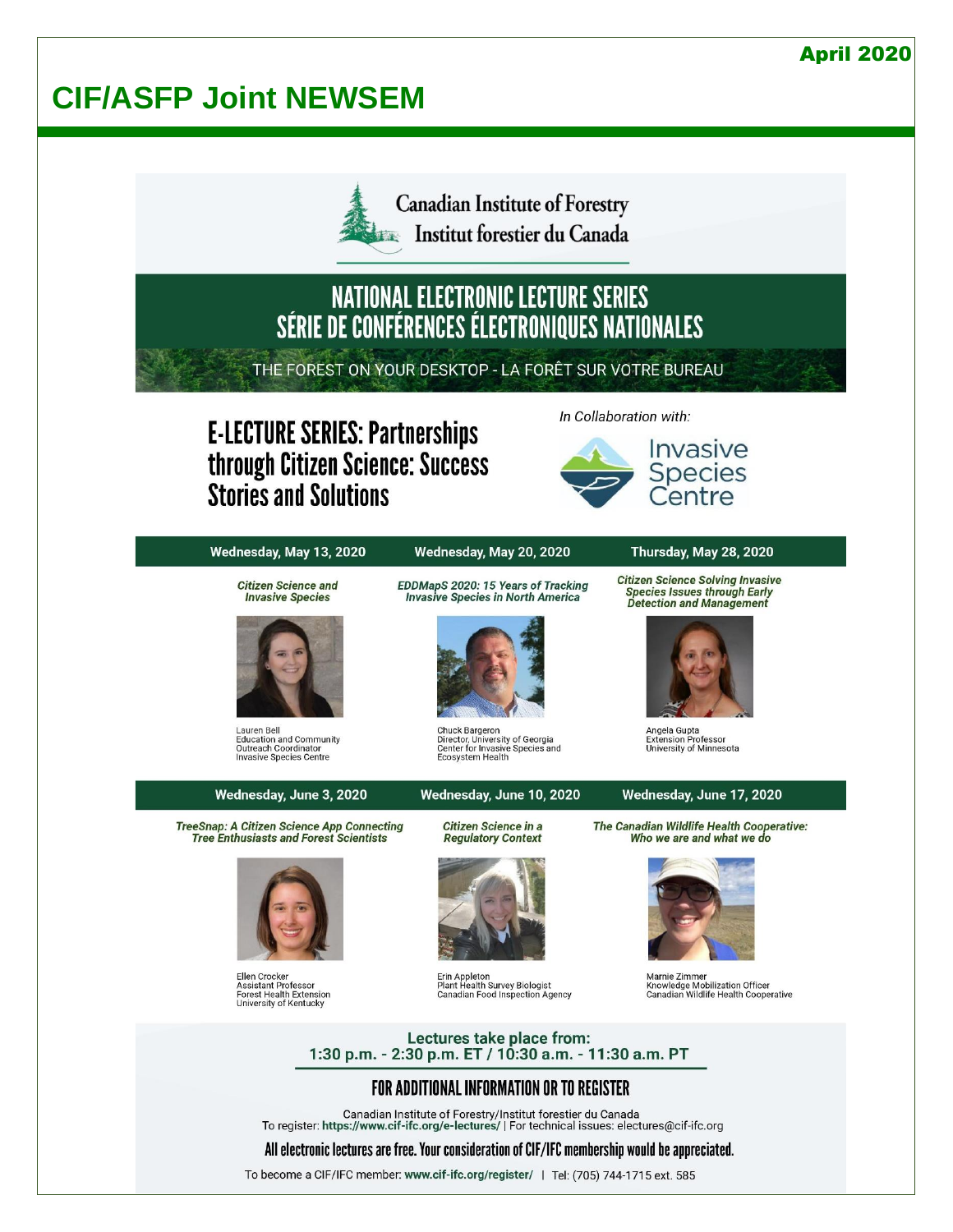# CIF/ASFP Joint NEWSEM

April 2020

Canadian Institute of Forestry
Institut forestier du Canada

## NATIONAL ELECTRONIC LECTURE SERIES
## SÉRIE DE CONFÉRENCES ÉLECTRONIQUES NATIONALES

THE FOREST ON YOUR DESKTOP - LA FORÊT SUR VOTRE BUREAU

## E-LECTURE SERIES: Partnerships through Citizen Science: Success Stories and Solutions

*In Collaboration with:*

Invasive Species Centre

### Wednesday, May 13, 2020

***Citizen Science and Invasive Species***

Lauren Bell
Education and Community Outreach Coordinator
Invasive Species Centre

### Wednesday, May 20, 2020

***EDDMapS 2020: 15 Years of Tracking Invasive Species in North America***

Chuck Bargeron
Director, University of Georgia Center for Invasive Species and Ecosystem Health

### Thursday, May 28, 2020

***Citizen Science Solving Invasive Species Issues through Early Detection and Management***

Angela Gupta
Extension Professor
University of Minnesota

### Wednesday, June 3, 2020

***TreeSnap: A Citizen Science App Connecting Tree Enthusiasts and Forest Scientists***

Ellen Crocker
Assistant Professor
Forest Health Extension
University of Kentucky

### Wednesday, June 10, 2020

***Citizen Science in a Regulatory Context***

Erin Appleton
Plant Health Survey Biologist
Canadian Food Inspection Agency

### Wednesday, June 17, 2020

***The Canadian Wildlife Health Cooperative: Who we are and what we do***

Marnie Zimmer
Knowledge Mobilization Officer
Canadian Wildlife Health Cooperative

**Lectures take place from:**
**1:30 p.m. - 2:30 p.m. ET / 10:30 a.m. - 11:30 a.m. PT**

### FOR ADDITIONAL INFORMATION OR TO REGISTER

Canadian Institute of Forestry/Institut forestier du Canada
To register: **https://www.cif-ifc.org/e-lectures/** | For technical issues: electures@cif-ifc.org

**All electronic lectures are free. Your consideration of CIF/IFC membership would be appreciated.**

To become a CIF/IFC member: **www.cif-ifc.org/register/** | Tel: (705) 744-1715 ext. 585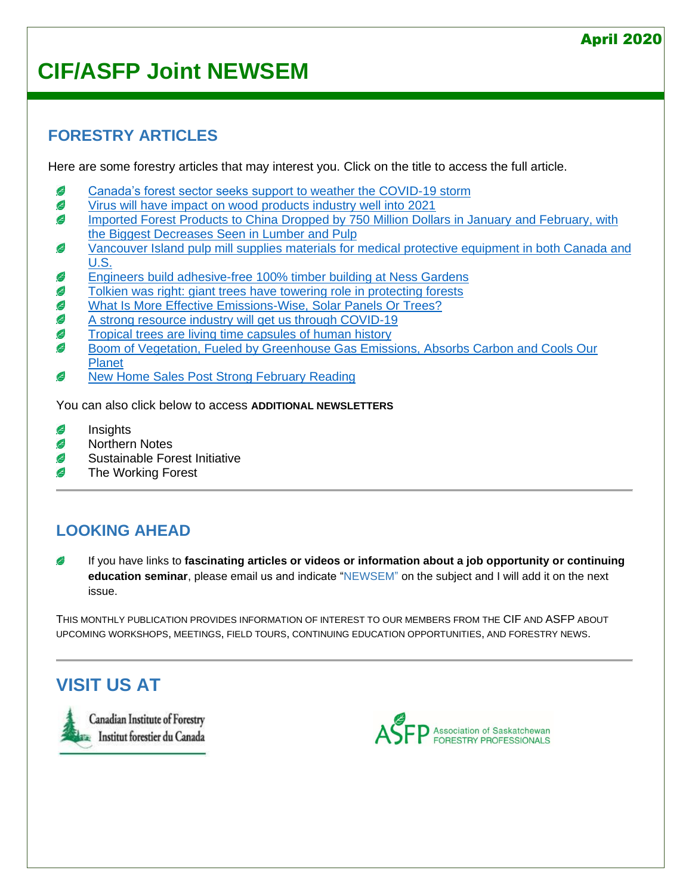April 2020

# CIF/ASFP Joint NEWSEM

## FORESTRY ARTICLES

Here are some forestry articles that may interest you. Click on the title to access the full article.

- Canada's forest sector seeks support to weather the COVID-19 storm
- Virus will have impact on wood products industry well into 2021
- Imported Forest Products to China Dropped by 750 Million Dollars in January and February, with the Biggest Decreases Seen in Lumber and Pulp
- Vancouver Island pulp mill supplies materials for medical protective equipment in both Canada and U.S.
- Engineers build adhesive-free 100% timber building at Ness Gardens
- Tolkien was right: giant trees have towering role in protecting forests
- What Is More Effective Emissions-Wise, Solar Panels Or Trees?
- A strong resource industry will get us through COVID-19
- Tropical trees are living time capsules of human history
- Boom of Vegetation, Fueled by Greenhouse Gas Emissions, Absorbs Carbon and Cools Our Planet
- New Home Sales Post Strong February Reading

You can also click below to access **ADDITIONAL NEWSLETTERS**

- Insights
- Northern Notes
- Sustainable Forest Initiative
- The Working Forest

## LOOKING AHEAD

- If you have links to **fascinating articles or videos or information about a job opportunity or continuing education seminar**, please email us and indicate "NEWSEM" on the subject and I will add it on the next issue.

THIS MONTHLY PUBLICATION PROVIDES INFORMATION OF INTEREST TO OUR MEMBERS FROM THE CIF AND ASFP ABOUT UPCOMING WORKSHOPS, MEETINGS, FIELD TOURS, CONTINUING EDUCATION OPPORTUNITIES, AND FORESTRY NEWS.

## VISIT US AT

Canadian Institute of Forestry
Institut forestier du Canada

ASFP Association of Saskatchewan FORESTRY PROFESSIONALS